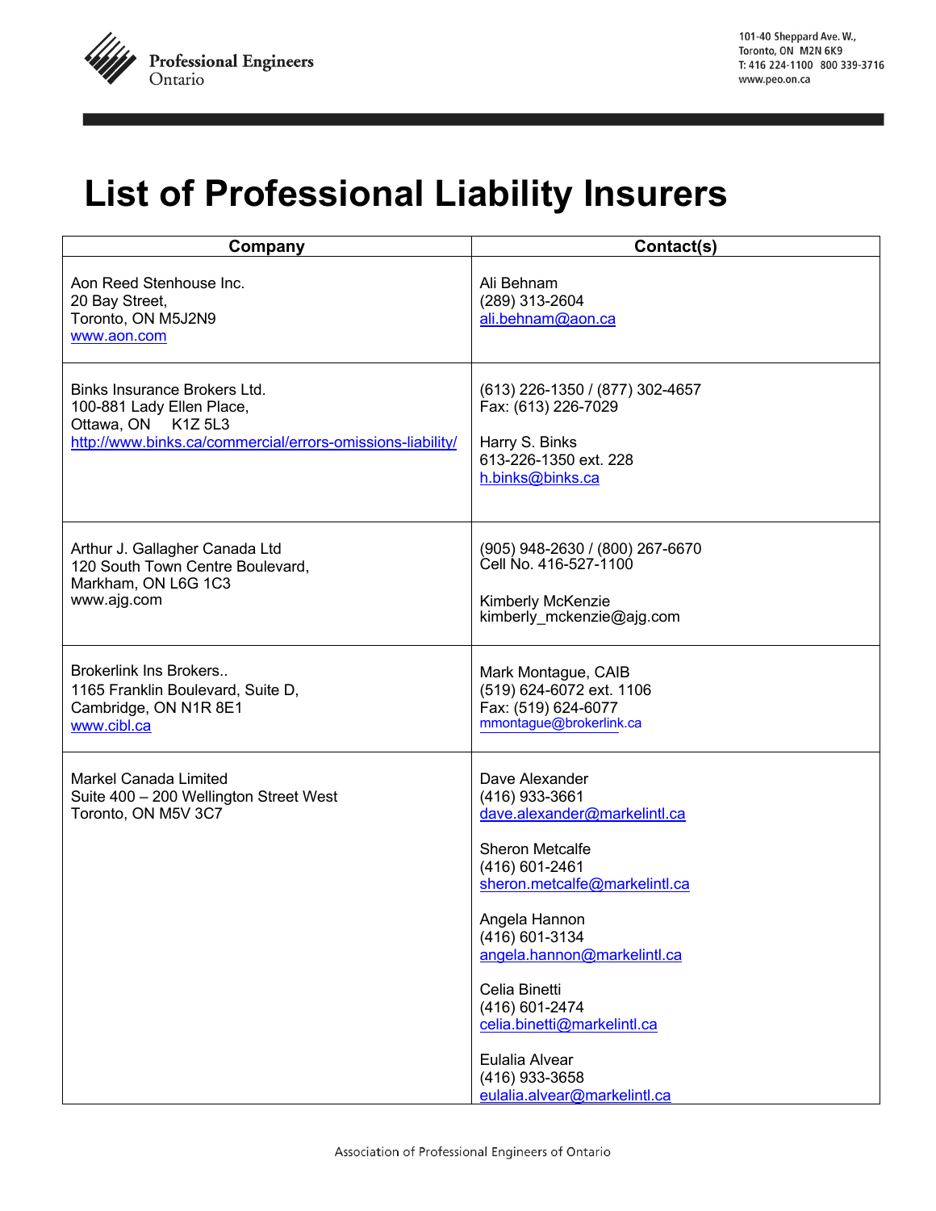# List of Professional Liability Insurers

| Company | Contact(s) |
|---|---|
| Aon Reed Stenhouse Inc.<br>20 Bay Street,<br>Toronto, ON M5J2N9<br>www.aon.com | Ali Behnam<br>(289) 313-2604<br>ali.behnam@aon.ca |
| Binks Insurance Brokers Ltd.<br>100-881 Lady Ellen Place,<br>Ottawa, ON K1Z 5L3<br>http://www.binks.ca/commercial/errors-omissions-liability/ | (613) 226-1350 / (877) 302-4657<br>Fax: (613) 226-7029<br><br>Harry S. Binks<br>613-226-1350 ext. 228<br>h.binks@binks.ca |
| Arthur J. Gallagher Canada Ltd<br>120 South Town Centre Boulevard,<br>Markham, ON L6G 1C3<br>www.ajg.com | (905) 948-2630 / (800) 267-6670<br>Cell No. 416-527-1100<br><br>Kimberly McKenzie<br>kimberly_mckenzie@ajg.com |
| Brokerlink Ins Brokers..<br>1165 Franklin Boulevard, Suite D,<br>Cambridge, ON N1R 8E1<br>www.cibl.ca | Mark Montague, CAIB<br>(519) 624-6072 ext. 1106<br>Fax: (519) 624-6077<br>mmontague@brokerlink.ca |
| Markel Canada Limited<br>Suite 400 – 200 Wellington Street West<br>Toronto, ON M5V 3C7 | Dave Alexander<br>(416) 933-3661<br>dave.alexander@markelintl.ca<br><br>Sheron Metcalfe<br>(416) 601-2461<br>sheron.metcalfe@markelintl.ca<br><br>Angela Hannon<br>(416) 601-3134<br>angela.hannon@markelintl.ca<br><br>Celia Binetti<br>(416) 601-2474<br>celia.binetti@markelintl.ca<br><br>Eulalia Alvear<br>(416) 933-3658<br>eulalia.alvear@markelintl.ca |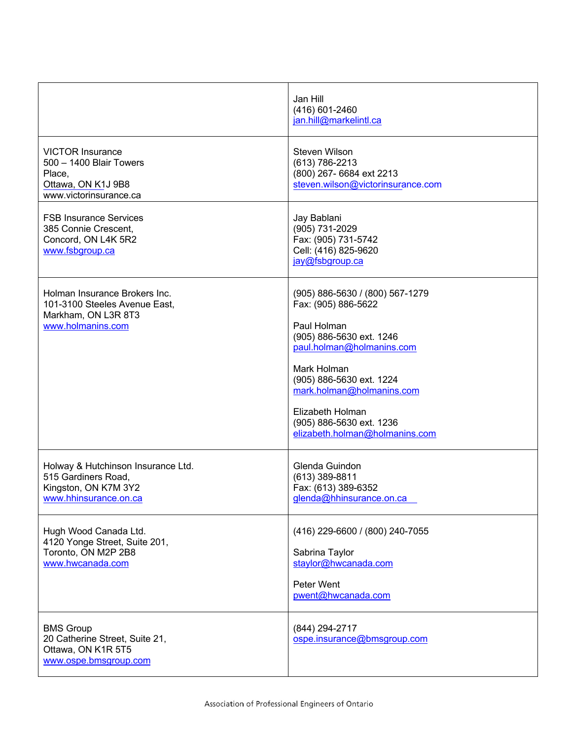| | |
|---|---|
| | Jan Hill<br>(416) 601-2460<br>jan.hill@markelintl.ca |
| VICTOR Insurance<br>500 – 1400 Blair Towers<br>Place,<br>Ottawa, ON K1J 9B8<br>www.victorinsurance.ca | Steven Wilson<br>(613) 786-2213<br>(800) 267- 6684 ext 2213<br>steven.wilson@victorinsurance.com |
| FSB Insurance Services<br>385 Connie Crescent,<br>Concord, ON L4K 5R2<br>www.fsbgroup.ca | Jay Bablani<br>(905) 731-2029<br>Fax: (905) 731-5742<br>Cell: (416) 825-9620<br>jay@fsbgroup.ca |
| Holman Insurance Brokers Inc.<br>101-3100 Steeles Avenue East,<br>Markham, ON L3R 8T3<br>www.holmanins.com | (905) 886-5630 / (800) 567-1279<br>Fax: (905) 886-5622<br><br>Paul Holman<br>(905) 886-5630 ext. 1246<br>paul.holman@holmanins.com<br><br>Mark Holman<br>(905) 886-5630 ext. 1224<br>mark.holman@holmanins.com<br><br>Elizabeth Holman<br>(905) 886-5630 ext. 1236<br>elizabeth.holman@holmanins.com |
| Holway & Hutchinson Insurance Ltd.<br>515 Gardiners Road,<br>Kingston, ON K7M 3Y2<br>www.hhinsurance.on.ca | Glenda Guindon<br>(613) 389-8811<br>Fax: (613) 389-6352<br>glenda@hhinsurance.on.ca |
| Hugh Wood Canada Ltd.<br>4120 Yonge Street, Suite 201,<br>Toronto, ON M2P 2B8<br>www.hwcanada.com | (416) 229-6600 / (800) 240-7055<br><br>Sabrina Taylor<br>staylor@hwcanada.com<br><br>Peter Went<br>pwent@hwcanada.com |
| BMS Group<br>20 Catherine Street, Suite 21,<br>Ottawa, ON K1R 5T5<br>www.ospe.bmsgroup.com | (844) 294-2717<br>ospe.insurance@bmsgroup.com |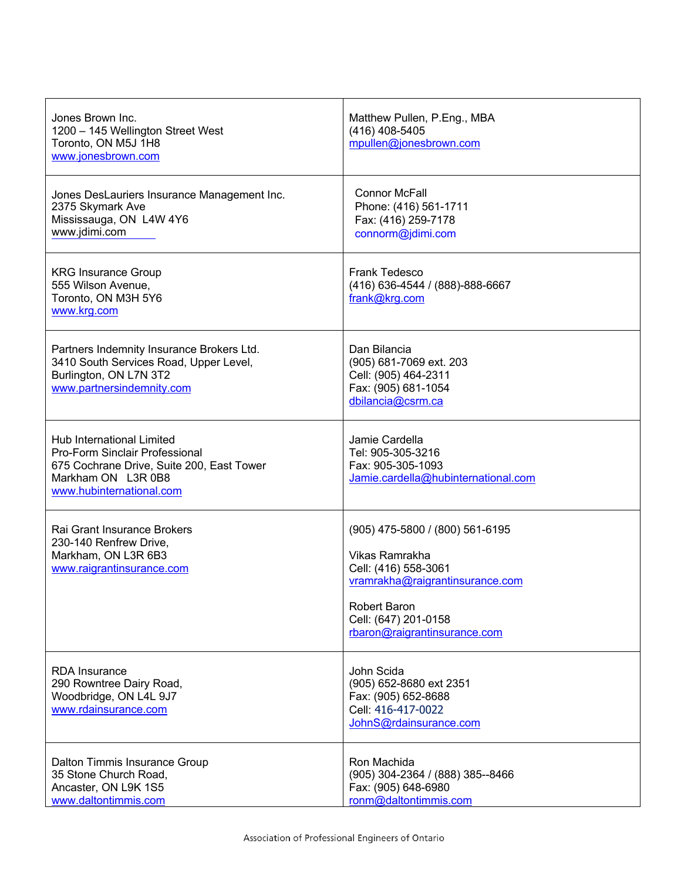| | |
|---|---|
| Jones Brown Inc.<br>1200 – 145 Wellington Street West<br>Toronto, ON M5J 1H8<br>www.jonesbrown.com | Matthew Pullen, P.Eng., MBA<br>(416) 408-5405<br>mpullen@jonesbrown.com |
| Jones DesLauriers Insurance Management Inc.<br>2375 Skymark Ave<br>Mississauga, ON L4W 4Y6<br>www.jdimi.com | Connor McFall<br>Phone: (416) 561-1711<br>Fax: (416) 259-7178<br>connorm@jdimi.com |
| KRG Insurance Group<br>555 Wilson Avenue,<br>Toronto, ON M3H 5Y6<br>www.krg.com | Frank Tedesco<br>(416) 636-4544 / (888)-888-6667<br>frank@krg.com |
| Partners Indemnity Insurance Brokers Ltd.<br>3410 South Services Road, Upper Level,<br>Burlington, ON L7N 3T2<br>www.partnersindemnity.com | Dan Bilancia<br>(905) 681-7069 ext. 203<br>Cell: (905) 464-2311<br>Fax: (905) 681-1054<br>dbilancia@csrm.ca |
| Hub International Limited<br>Pro-Form Sinclair Professional<br>675 Cochrane Drive, Suite 200, East Tower<br>Markham ON L3R 0B8<br>www.hubinternational.com | Jamie Cardella<br>Tel: 905-305-3216<br>Fax: 905-305-1093<br>Jamie.cardella@hubinternational.com |
| Rai Grant Insurance Brokers<br>230-140 Renfrew Drive,<br>Markham, ON L3R 6B3<br>www.raigrantinsurance.com | (905) 475-5800 / (800) 561-6195<br><br>Vikas Ramrakha<br>Cell: (416) 558-3061<br>vramrakha@raigrantinsurance.com<br><br>Robert Baron<br>Cell: (647) 201-0158<br>rbaron@raigrantinsurance.com |
| RDA Insurance<br>290 Rowntree Dairy Road,<br>Woodbridge, ON L4L 9J7<br>www.rdainsurance.com | John Scida<br>(905) 652-8680 ext 2351<br>Fax: (905) 652-8688<br>Cell: 416-417-0022<br>JohnS@rdainsurance.com |
| Dalton Timmis Insurance Group<br>35 Stone Church Road,<br>Ancaster, ON L9K 1S5<br>www.daltontimmis.com | Ron Machida<br>(905) 304-2364 / (888) 385--8466<br>Fax: (905) 648-6980<br>ronm@daltontimmis.com |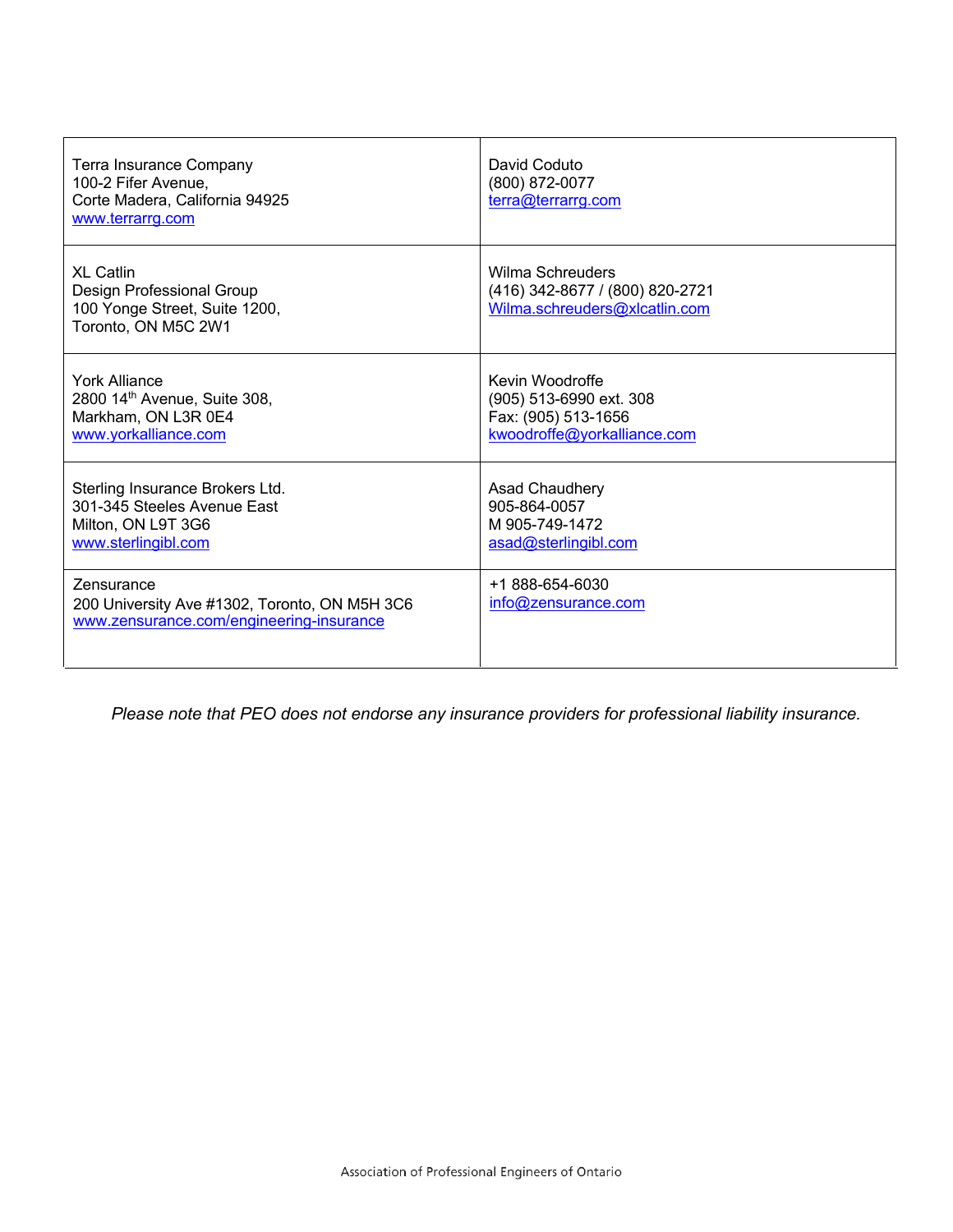| | |
|---|---|
| Terra Insurance Company<br>100-2 Fifer Avenue,<br>Corte Madera, California 94925<br>www.terrarrg.com | David Coduto<br>(800) 872-0077<br>terra@terrarrg.com |
| XL Catlin<br>Design Professional Group<br>100 Yonge Street, Suite 1200,<br>Toronto, ON M5C 2W1 | Wilma Schreuders<br>(416) 342-8677 / (800) 820-2721<br>Wilma.schreuders@xlcatlin.com |
| York Alliance<br>2800 14th Avenue, Suite 308,<br>Markham, ON L3R 0E4<br>www.yorkalliance.com | Kevin Woodroffe<br>(905) 513-6990 ext. 308<br>Fax: (905) 513-1656<br>kwoodroffe@yorkalliance.com |
| Sterling Insurance Brokers Ltd.<br>301-345 Steeles Avenue East<br>Milton, ON L9T 3G6<br>www.sterlingibl.com | Asad Chaudhery<br>905-864-0057<br>M 905-749-1472<br>asad@sterlingibl.com |
| Zensurance<br>200 University Ave #1302, Toronto, ON M5H 3C6<br>www.zensurance.com/engineering-insurance | +1 888-654-6030<br>info@zensurance.com |

*Please note that PEO does not endorse any insurance providers for professional liability insurance.*